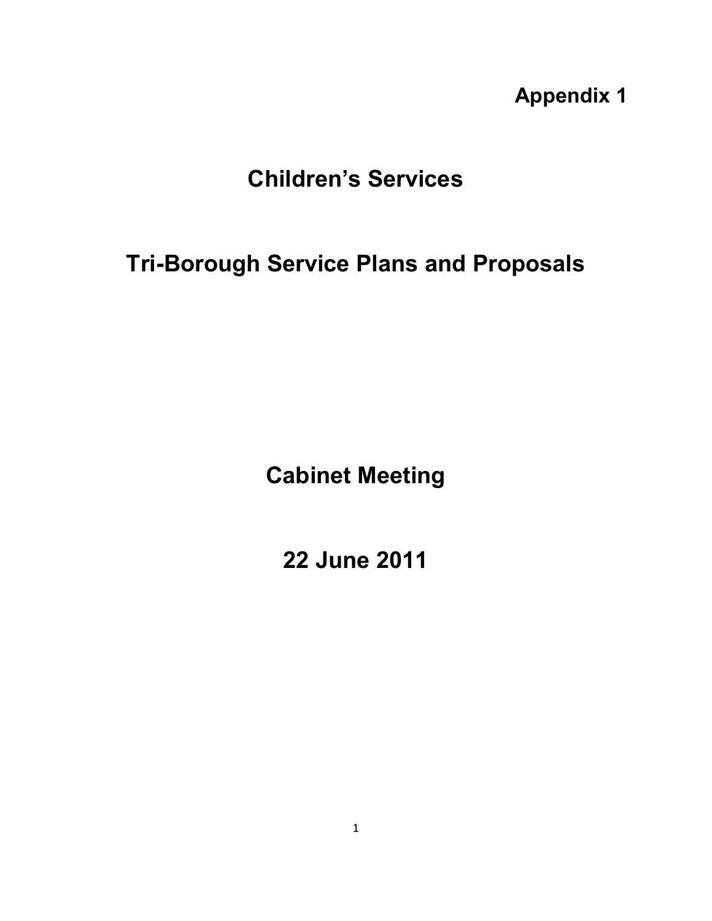**Appendix 1**

# Children's Services

# Tri-Borough Service Plans and Proposals

## Cabinet Meeting

## 22 June 2011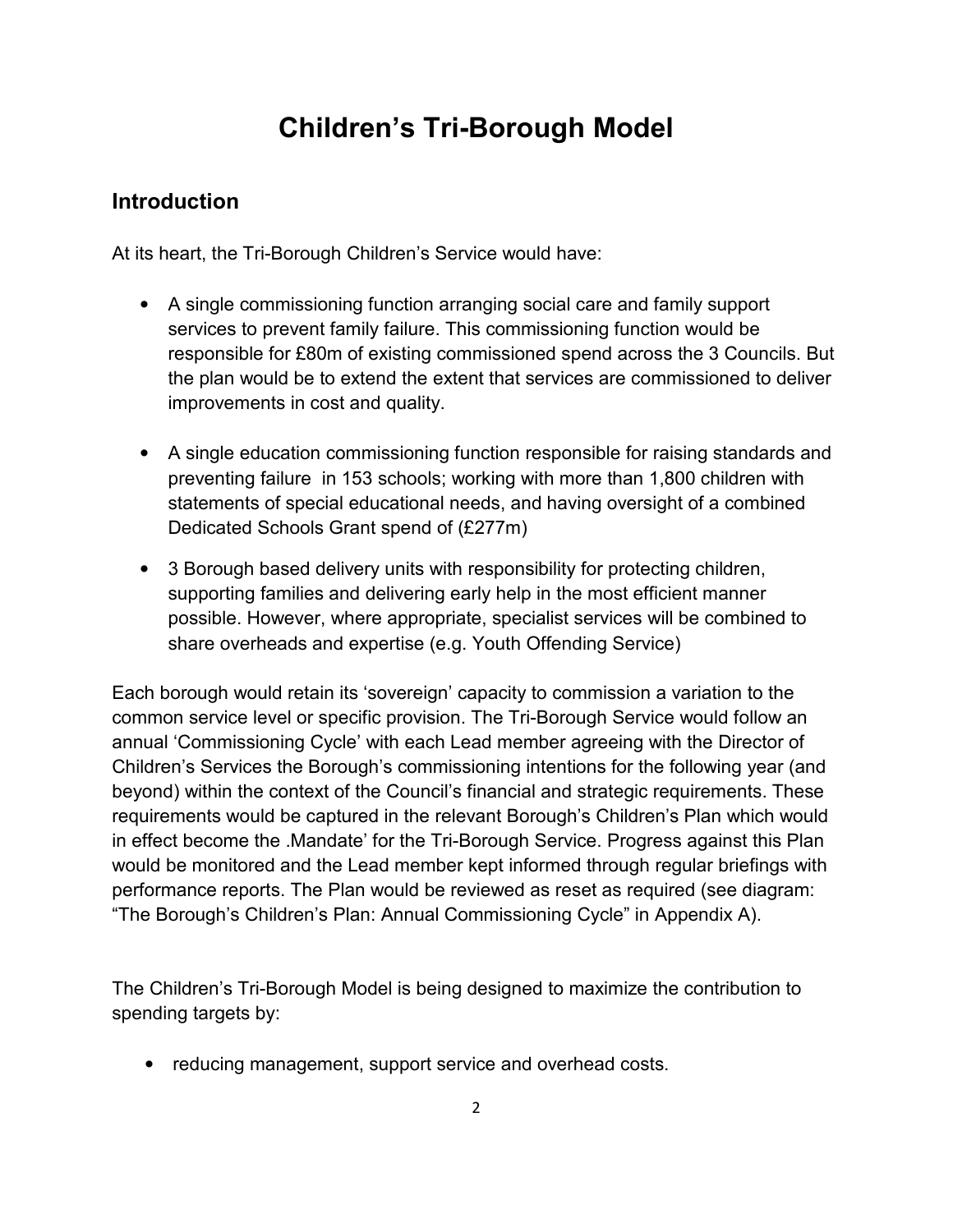# Children's Tri-Borough Model

## Introduction

At its heart, the Tri-Borough Children's Service would have:

- A single commissioning function arranging social care and family support services to prevent family failure. This commissioning function would be responsible for £80m of existing commissioned spend across the 3 Councils. But the plan would be to extend the extent that services are commissioned to deliver improvements in cost and quality.
- A single education commissioning function responsible for raising standards and preventing failure in 153 schools; working with more than 1,800 children with statements of special educational needs, and having oversight of a combined Dedicated Schools Grant spend of (£277m)
- 3 Borough based delivery units with responsibility for protecting children, supporting families and delivering early help in the most efficient manner possible. However, where appropriate, specialist services will be combined to share overheads and expertise (e.g. Youth Offending Service)

Each borough would retain its 'sovereign' capacity to commission a variation to the common service level or specific provision. The Tri-Borough Service would follow an annual 'Commissioning Cycle' with each Lead member agreeing with the Director of Children's Services the Borough's commissioning intentions for the following year (and beyond) within the context of the Council's financial and strategic requirements. These requirements would be captured in the relevant Borough's Children's Plan which would in effect become the .Mandate' for the Tri-Borough Service. Progress against this Plan would be monitored and the Lead member kept informed through regular briefings with performance reports. The Plan would be reviewed as reset as required (see diagram: "The Borough's Children's Plan: Annual Commissioning Cycle" in Appendix A).

The Children's Tri-Borough Model is being designed to maximize the contribution to spending targets by:

- reducing management, support service and overhead costs.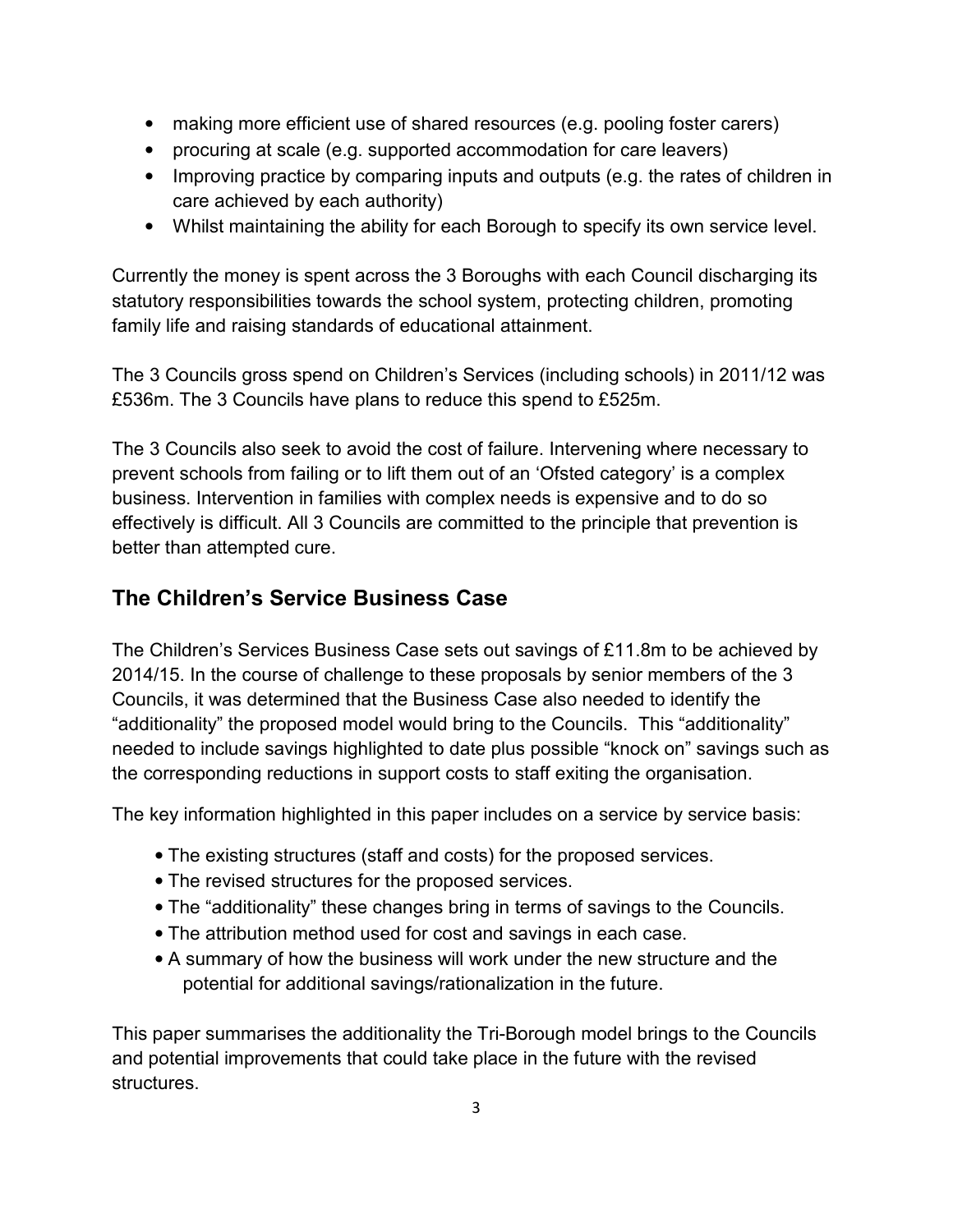- making more efficient use of shared resources (e.g. pooling foster carers)
- procuring at scale (e.g. supported accommodation for care leavers)
- Improving practice by comparing inputs and outputs (e.g. the rates of children in care achieved by each authority)
- Whilst maintaining the ability for each Borough to specify its own service level.

Currently the money is spent across the 3 Boroughs with each Council discharging its statutory responsibilities towards the school system, protecting children, promoting family life and raising standards of educational attainment.

The 3 Councils gross spend on Children's Services (including schools) in 2011/12 was £536m. The 3 Councils have plans to reduce this spend to £525m.

The 3 Councils also seek to avoid the cost of failure. Intervening where necessary to prevent schools from failing or to lift them out of an 'Ofsted category' is a complex business. Intervention in families with complex needs is expensive and to do so effectively is difficult. All 3 Councils are committed to the principle that prevention is better than attempted cure.

## The Children's Service Business Case

The Children's Services Business Case sets out savings of £11.8m to be achieved by 2014/15. In the course of challenge to these proposals by senior members of the 3 Councils, it was determined that the Business Case also needed to identify the "additionality" the proposed model would bring to the Councils. This "additionality" needed to include savings highlighted to date plus possible "knock on" savings such as the corresponding reductions in support costs to staff exiting the organisation.

The key information highlighted in this paper includes on a service by service basis:

- The existing structures (staff and costs) for the proposed services.
- The revised structures for the proposed services.
- The "additionality" these changes bring in terms of savings to the Councils.
- The attribution method used for cost and savings in each case.
- A summary of how the business will work under the new structure and the potential for additional savings/rationalization in the future.

This paper summarises the additionality the Tri-Borough model brings to the Councils and potential improvements that could take place in the future with the revised structures.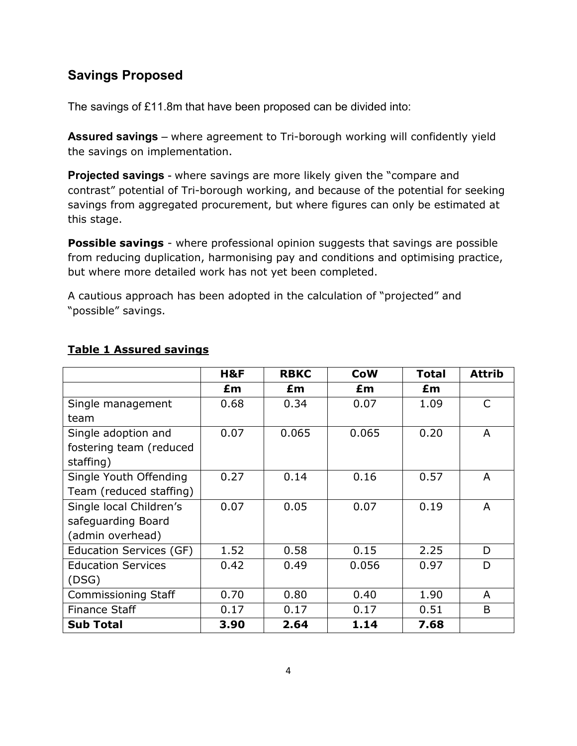## Savings Proposed

The savings of £11.8m that have been proposed can be divided into:

**Assured savings** – where agreement to Tri-borough working will confidently yield the savings on implementation.

**Projected savings** - where savings are more likely given the "compare and contrast" potential of Tri-borough working, and because of the potential for seeking savings from aggregated procurement, but where figures can only be estimated at this stage.

**Possible savings** - where professional opinion suggests that savings are possible from reducing duplication, harmonising pay and conditions and optimising practice, but where more detailed work has not yet been completed.

A cautious approach has been adopted in the calculation of "projected" and "possible" savings.

**Table 1 Assured savings**

| | H&F | RBKC | CoW | Total | Attrib |
|---|---|---|---|---|---|
| | £m | £m | £m | £m | |
| Single management team | 0.68 | 0.34 | 0.07 | 1.09 | C |
| Single adoption and fostering team (reduced staffing) | 0.07 | 0.065 | 0.065 | 0.20 | A |
| Single Youth Offending Team (reduced staffing) | 0.27 | 0.14 | 0.16 | 0.57 | A |
| Single local Children's safeguarding Board (admin overhead) | 0.07 | 0.05 | 0.07 | 0.19 | A |
| Education Services (GF) | 1.52 | 0.58 | 0.15 | 2.25 | D |
| Education Services (DSG) | 0.42 | 0.49 | 0.056 | 0.97 | D |
| Commissioning Staff | 0.70 | 0.80 | 0.40 | 1.90 | A |
| Finance Staff | 0.17 | 0.17 | 0.17 | 0.51 | B |
| **Sub Total** | **3.90** | **2.64** | **1.14** | **7.68** | |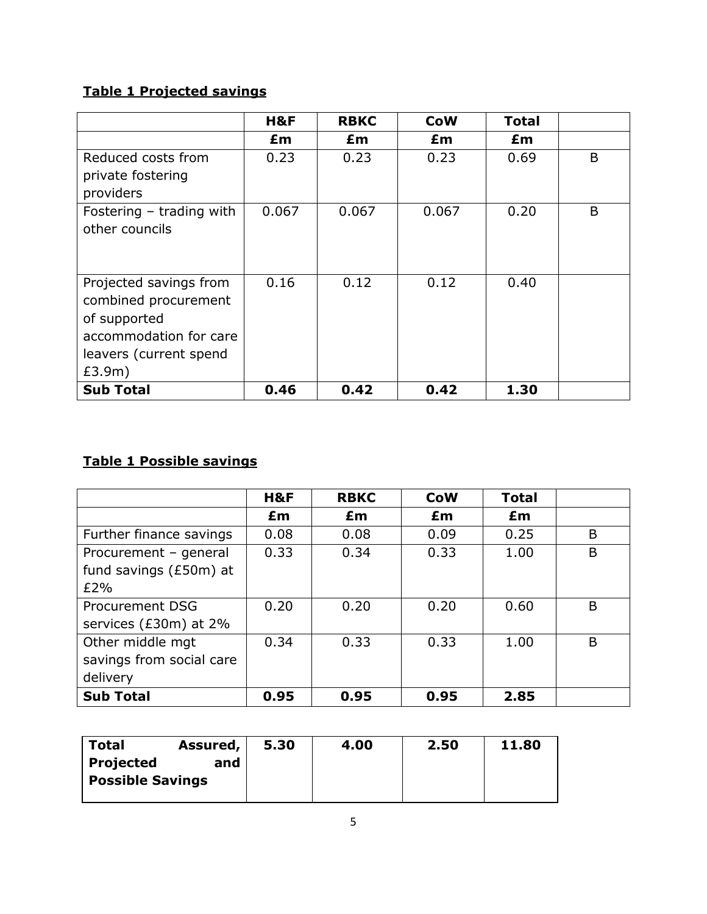**Table 1 Projected savings**

| | H&F | RBKC | CoW | Total | |
|---|---|---|---|---|---|
| | **£m** | **£m** | **£m** | **£m** | |
| Reduced costs from private fostering providers | 0.23 | 0.23 | 0.23 | 0.69 | B |
| Fostering – trading with other councils | 0.067 | 0.067 | 0.067 | 0.20 | B |
| Projected savings from combined procurement of supported accommodation for care leavers (current spend £3.9m) | 0.16 | 0.12 | 0.12 | 0.40 | |
| **Sub Total** | **0.46** | **0.42** | **0.42** | **1.30** | |

**Table 1 Possible savings**

| | H&F | RBKC | CoW | Total | |
|---|---|---|---|---|---|
| | **£m** | **£m** | **£m** | **£m** | |
| Further finance savings | 0.08 | 0.08 | 0.09 | 0.25 | B |
| Procurement – general fund savings (£50m) at £2% | 0.33 | 0.34 | 0.33 | 1.00 | B |
| Procurement DSG services (£30m) at 2% | 0.20 | 0.20 | 0.20 | 0.60 | B |
| Other middle mgt savings from social care delivery | 0.34 | 0.33 | 0.33 | 1.00 | B |
| **Sub Total** | **0.95** | **0.95** | **0.95** | **2.85** | |

| | | | | |
|---|---|---|---|---|
| **Total Assured, Projected and Possible Savings** | **5.30** | **4.00** | **2.50** | **11.80** |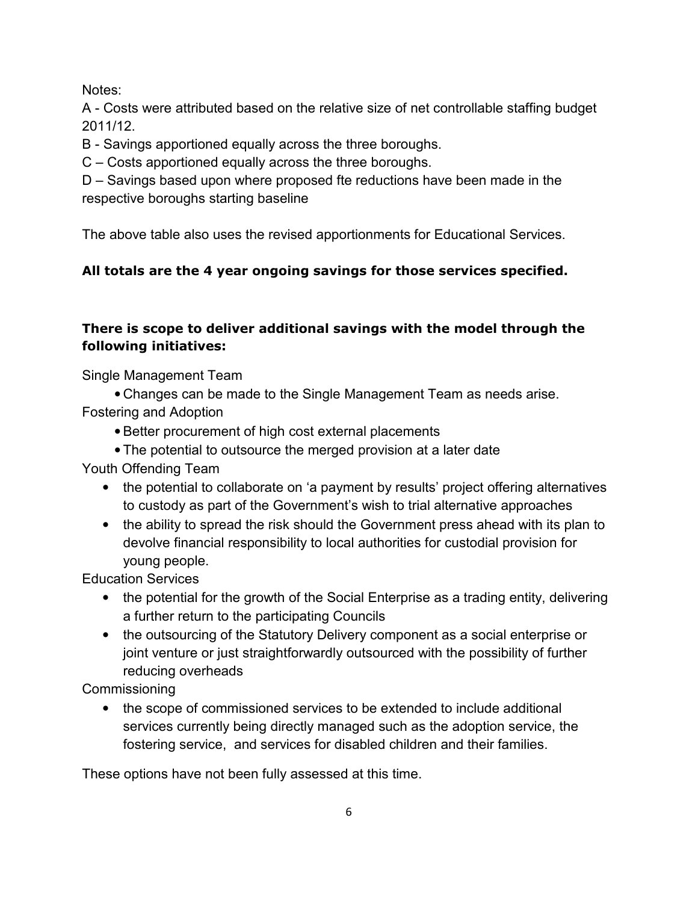Notes:

A - Costs were attributed based on the relative size of net controllable staffing budget 2011/12.

B - Savings apportioned equally across the three boroughs.

C – Costs apportioned equally across the three boroughs.

D – Savings based upon where proposed fte reductions have been made in the respective boroughs starting baseline

The above table also uses the revised apportionments for Educational Services.

**All totals are the 4 year ongoing savings for those services specified.**

**There is scope to deliver additional savings with the model through the following initiatives:**

Single Management Team

- Changes can be made to the Single Management Team as needs arise.

Fostering and Adoption

- Better procurement of high cost external placements
- The potential to outsource the merged provision at a later date

Youth Offending Team

- the potential to collaborate on 'a payment by results' project offering alternatives to custody as part of the Government's wish to trial alternative approaches
- the ability to spread the risk should the Government press ahead with its plan to devolve financial responsibility to local authorities for custodial provision for young people.

Education Services

- the potential for the growth of the Social Enterprise as a trading entity, delivering a further return to the participating Councils
- the outsourcing of the Statutory Delivery component as a social enterprise or joint venture or just straightforwardly outsourced with the possibility of further reducing overheads

Commissioning

- the scope of commissioned services to be extended to include additional services currently being directly managed such as the adoption service, the fostering service, and services for disabled children and their families.

These options have not been fully assessed at this time.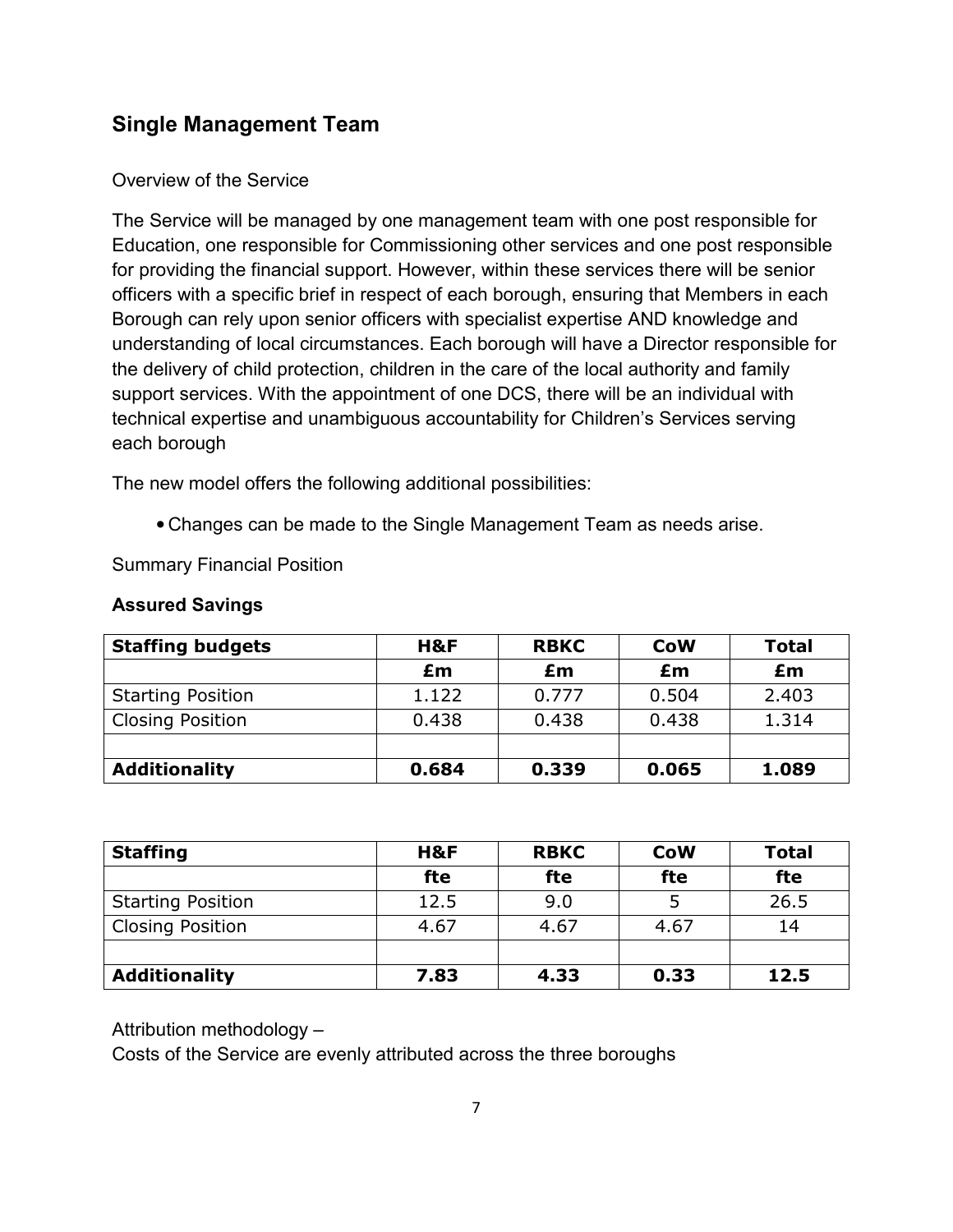## Single Management Team

Overview of the Service

The Service will be managed by one management team with one post responsible for Education, one responsible for Commissioning other services and one post responsible for providing the financial support. However, within these services there will be senior officers with a specific brief in respect of each borough, ensuring that Members in each Borough can rely upon senior officers with specialist expertise AND knowledge and understanding of local circumstances. Each borough will have a Director responsible for the delivery of child protection, children in the care of the local authority and family support services. With the appointment of one DCS, there will be an individual with technical expertise and unambiguous accountability for Children's Services serving each borough

The new model offers the following additional possibilities:

- Changes can be made to the Single Management Team as needs arise.

Summary Financial Position

**Assured Savings**

| **Staffing budgets** | **H&F** | **RBKC** | **CoW** | **Total** |
|---|---|---|---|---|
| | **£m** | **£m** | **£m** | **£m** |
| Starting Position | 1.122 | 0.777 | 0.504 | 2.403 |
| Closing Position | 0.438 | 0.438 | 0.438 | 1.314 |
| | | | | |
| **Additionality** | **0.684** | **0.339** | **0.065** | **1.089** |

| **Staffing** | **H&F** | **RBKC** | **CoW** | **Total** |
|---|---|---|---|---|
| | **fte** | **fte** | **fte** | **fte** |
| Starting Position | 12.5 | 9.0 | 5 | 26.5 |
| Closing Position | 4.67 | 4.67 | 4.67 | 14 |
| | | | | |
| **Additionality** | **7.83** | **4.33** | **0.33** | **12.5** |

Attribution methodology –
Costs of the Service are evenly attributed across the three boroughs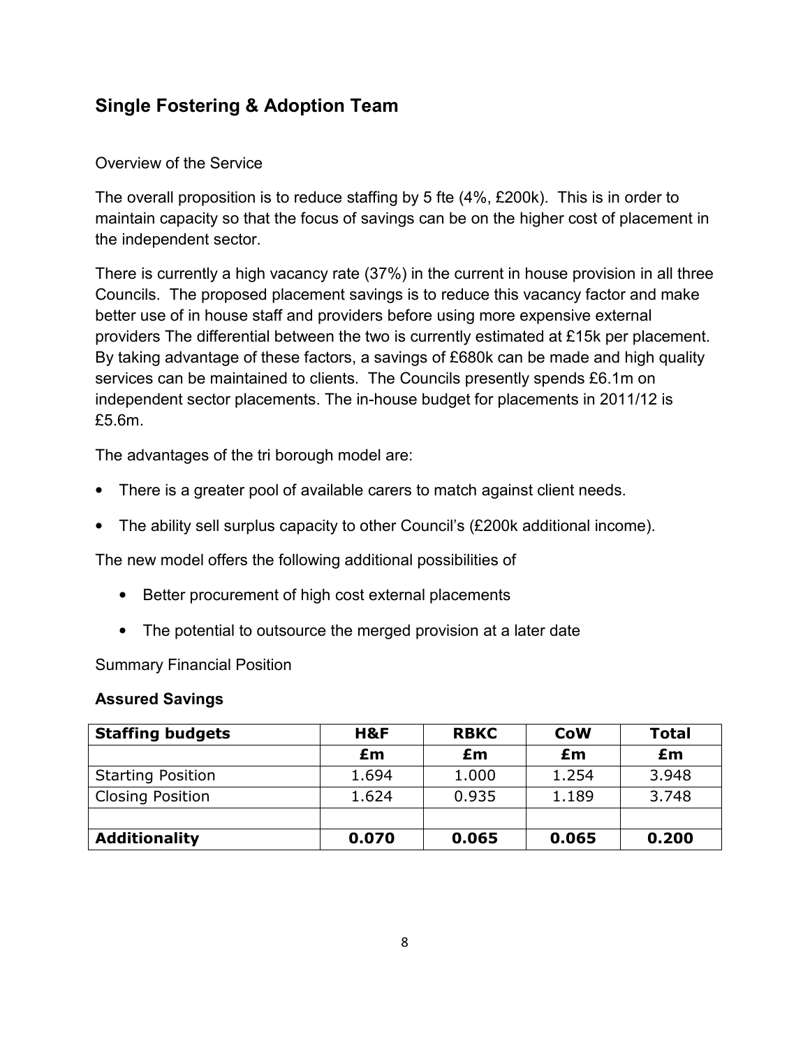## Single Fostering & Adoption Team

Overview of the Service

The overall proposition is to reduce staffing by 5 fte (4%, £200k). This is in order to maintain capacity so that the focus of savings can be on the higher cost of placement in the independent sector.

There is currently a high vacancy rate (37%) in the current in house provision in all three Councils. The proposed placement savings is to reduce this vacancy factor and make better use of in house staff and providers before using more expensive external providers The differential between the two is currently estimated at £15k per placement. By taking advantage of these factors, a savings of £680k can be made and high quality services can be maintained to clients. The Councils presently spends £6.1m on independent sector placements. The in-house budget for placements in 2011/12 is £5.6m.

The advantages of the tri borough model are:

- There is a greater pool of available carers to match against client needs.
- The ability sell surplus capacity to other Council's (£200k additional income).

The new model offers the following additional possibilities of

- Better procurement of high cost external placements
- The potential to outsource the merged provision at a later date

Summary Financial Position

**Assured Savings**

| **Staffing budgets** | **H&F** | **RBKC** | **CoW** | **Total** |
|---|---|---|---|---|
| | **£m** | **£m** | **£m** | **£m** |
| Starting Position | 1.694 | 1.000 | 1.254 | 3.948 |
| Closing Position | 1.624 | 0.935 | 1.189 | 3.748 |
| | | | | |
| **Additionality** | **0.070** | **0.065** | **0.065** | **0.200** |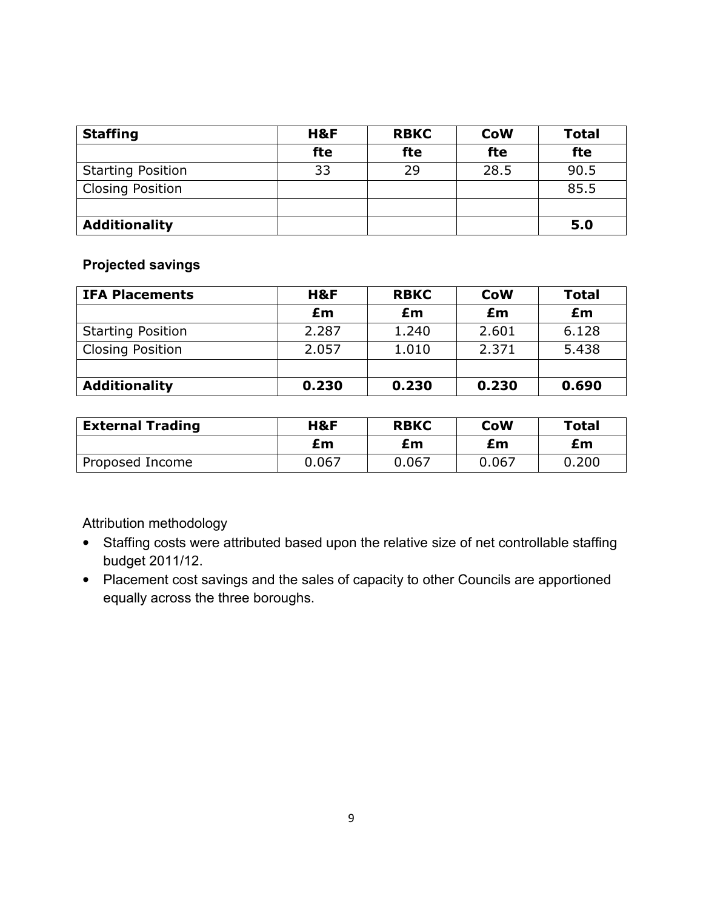| Staffing | H&F | RBKC | CoW | Total |
|---|---|---|---|---|
| | fte | fte | fte | fte |
| Starting Position | 33 | 29 | 28.5 | 90.5 |
| Closing Position | | | | 85.5 |
| | | | | |
| **Additionality** | | | | **5.0** |

**Projected savings**

| IFA Placements | H&F | RBKC | CoW | Total |
|---|---|---|---|---|
| | £m | £m | £m | £m |
| Starting Position | 2.287 | 1.240 | 2.601 | 6.128 |
| Closing Position | 2.057 | 1.010 | 2.371 | 5.438 |
| | | | | |
| **Additionality** | **0.230** | **0.230** | **0.230** | **0.690** |

| External Trading | H&F | RBKC | CoW | Total |
|---|---|---|---|---|
| | £m | £m | £m | £m |
| Proposed Income | 0.067 | 0.067 | 0.067 | 0.200 |

Attribution methodology

- Staffing costs were attributed based upon the relative size of net controllable staffing budget 2011/12.
- Placement cost savings and the sales of capacity to other Councils are apportioned equally across the three boroughs.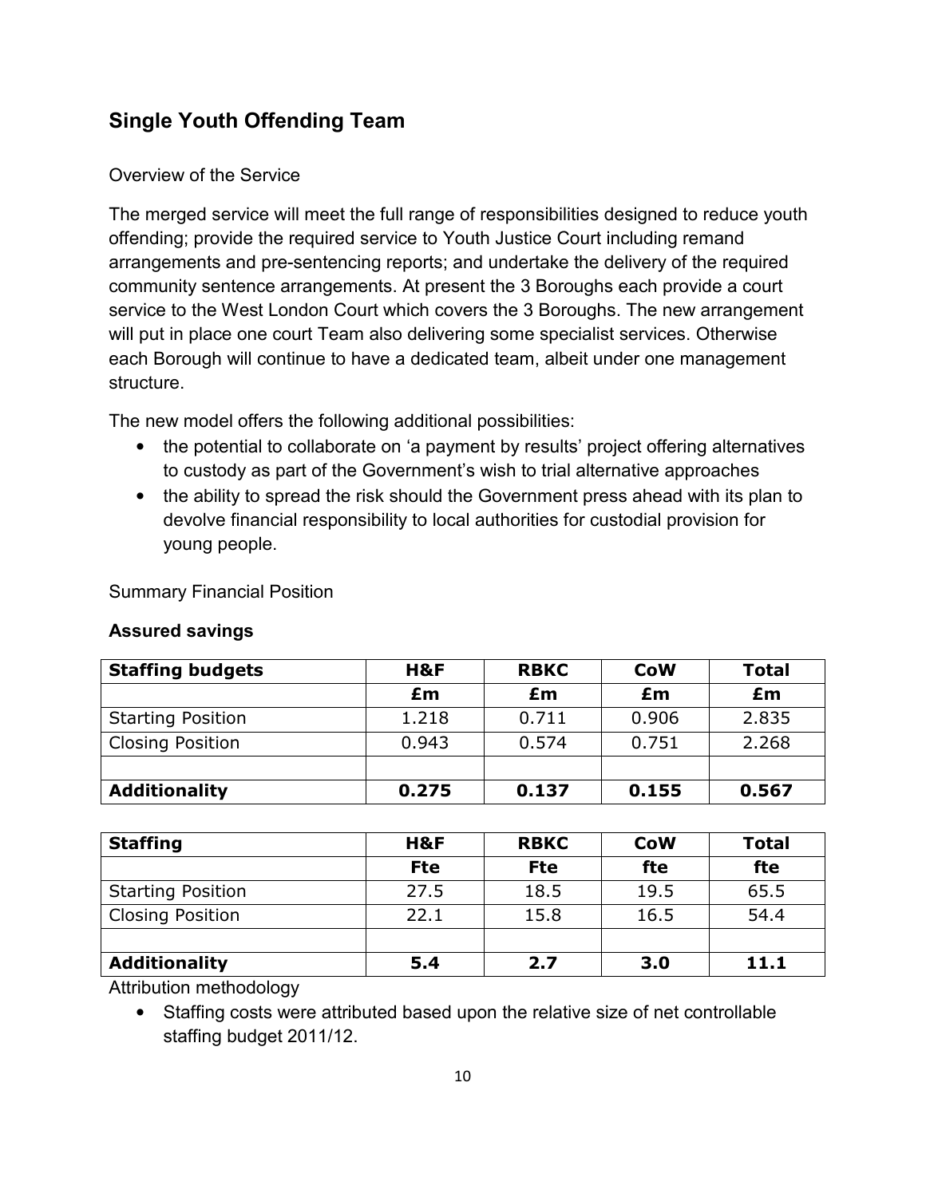## Single Youth Offending Team

Overview of the Service

The merged service will meet the full range of responsibilities designed to reduce youth offending; provide the required service to Youth Justice Court including remand arrangements and pre-sentencing reports; and undertake the delivery of the required community sentence arrangements. At present the 3 Boroughs each provide a court service to the West London Court which covers the 3 Boroughs. The new arrangement will put in place one court Team also delivering some specialist services. Otherwise each Borough will continue to have a dedicated team, albeit under one management structure.

The new model offers the following additional possibilities:

- the potential to collaborate on 'a payment by results' project offering alternatives to custody as part of the Government's wish to trial alternative approaches
- the ability to spread the risk should the Government press ahead with its plan to devolve financial responsibility to local authorities for custodial provision for young people.

Summary Financial Position

**Assured savings**

| **Staffing budgets** | **H&F** | **RBKC** | **CoW** | **Total** |
|---|---|---|---|---|
| | **£m** | **£m** | **£m** | **£m** |
| Starting Position | 1.218 | 0.711 | 0.906 | 2.835 |
| Closing Position | 0.943 | 0.574 | 0.751 | 2.268 |
| | | | | |
| **Additionality** | **0.275** | **0.137** | **0.155** | **0.567** |

| **Staffing** | **H&F** | **RBKC** | **CoW** | **Total** |
|---|---|---|---|---|
| | **Fte** | **Fte** | **fte** | **fte** |
| Starting Position | 27.5 | 18.5 | 19.5 | 65.5 |
| Closing Position | 22.1 | 15.8 | 16.5 | 54.4 |
| | | | | |
| **Additionality** | **5.4** | **2.7** | **3.0** | **11.1** |

Attribution methodology

- Staffing costs were attributed based upon the relative size of net controllable staffing budget 2011/12.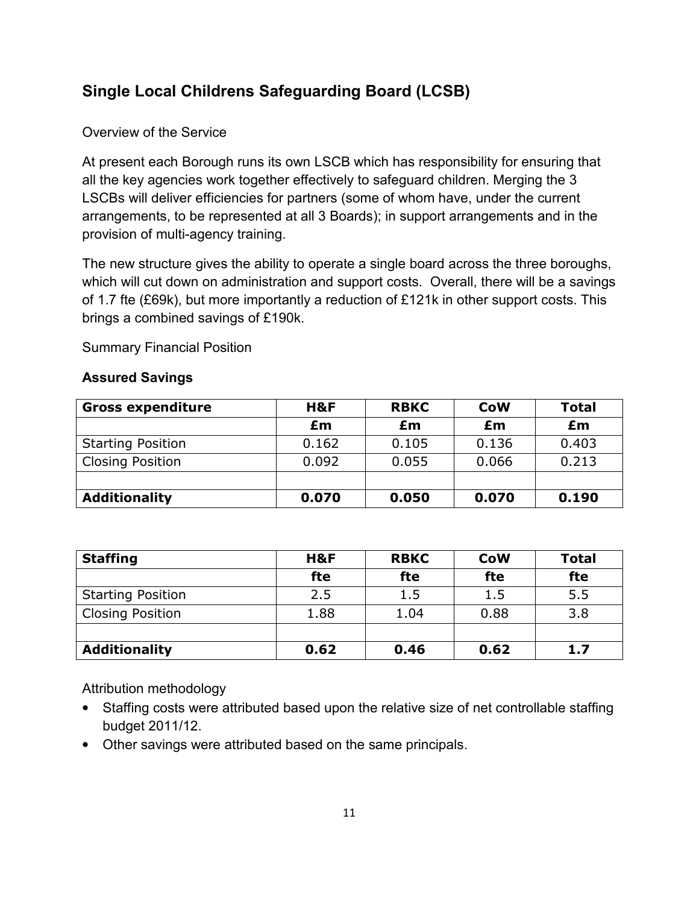## Single Local Childrens Safeguarding Board (LCSB)

Overview of the Service

At present each Borough runs its own LSCB which has responsibility for ensuring that all the key agencies work together effectively to safeguard children. Merging the 3 LSCBs will deliver efficiencies for partners (some of whom have, under the current arrangements, to be represented at all 3 Boards); in support arrangements and in the provision of multi-agency training.

The new structure gives the ability to operate a single board across the three boroughs, which will cut down on administration and support costs. Overall, there will be a savings of 1.7 fte (£69k), but more importantly a reduction of £121k in other support costs. This brings a combined savings of £190k.

Summary Financial Position

**Assured Savings**

| **Gross expenditure** | **H&F** | **RBKC** | **CoW** | **Total** |
|---|---|---|---|---|
| | **£m** | **£m** | **£m** | **£m** |
| Starting Position | 0.162 | 0.105 | 0.136 | 0.403 |
| Closing Position | 0.092 | 0.055 | 0.066 | 0.213 |
| | | | | |
| **Additionality** | **0.070** | **0.050** | **0.070** | **0.190** |

| **Staffing** | **H&F** | **RBKC** | **CoW** | **Total** |
|---|---|---|---|---|
| | **fte** | **fte** | **fte** | **fte** |
| Starting Position | 2.5 | 1.5 | 1.5 | 5.5 |
| Closing Position | 1.88 | 1.04 | 0.88 | 3.8 |
| | | | | |
| **Additionality** | **0.62** | **0.46** | **0.62** | **1.7** |

Attribution methodology

- Staffing costs were attributed based upon the relative size of net controllable staffing budget 2011/12.
- Other savings were attributed based on the same principals.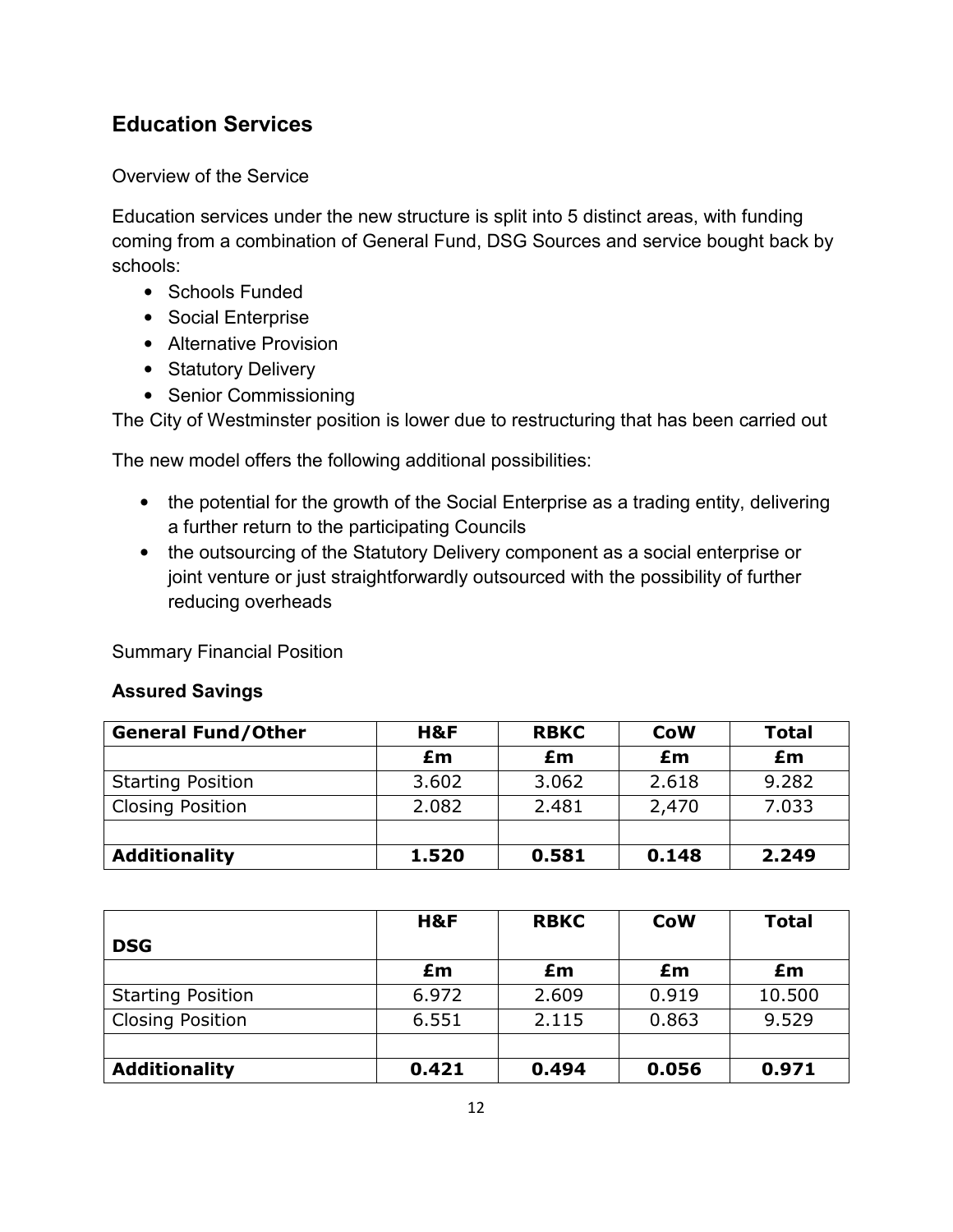## Education Services

Overview of the Service

Education services under the new structure is split into 5 distinct areas, with funding coming from a combination of General Fund, DSG Sources and service bought back by schools:

- Schools Funded
- Social Enterprise
- Alternative Provision
- Statutory Delivery
- Senior Commissioning

The City of Westminster position is lower due to restructuring that has been carried out

The new model offers the following additional possibilities:

- the potential for the growth of the Social Enterprise as a trading entity, delivering a further return to the participating Councils
- the outsourcing of the Statutory Delivery component as a social enterprise or joint venture or just straightforwardly outsourced with the possibility of further reducing overheads

Summary Financial Position

**Assured Savings**

| **General Fund/Other** | **H&F** | **RBKC** | **CoW** | **Total** |
|---|---|---|---|---|
| | **£m** | **£m** | **£m** | **£m** |
| Starting Position | 3.602 | 3.062 | 2.618 | 9.282 |
| Closing Position | 2.082 | 2.481 | 2,470 | 7.033 |
| | | | | |
| **Additionality** | **1.520** | **0.581** | **0.148** | **2.249** |

| **DSG** | **H&F** | **RBKC** | **CoW** | **Total** |
|---|---|---|---|---|
| | **£m** | **£m** | **£m** | **£m** |
| Starting Position | 6.972 | 2.609 | 0.919 | 10.500 |
| Closing Position | 6.551 | 2.115 | 0.863 | 9.529 |
| | | | | |
| **Additionality** | **0.421** | **0.494** | **0.056** | **0.971** |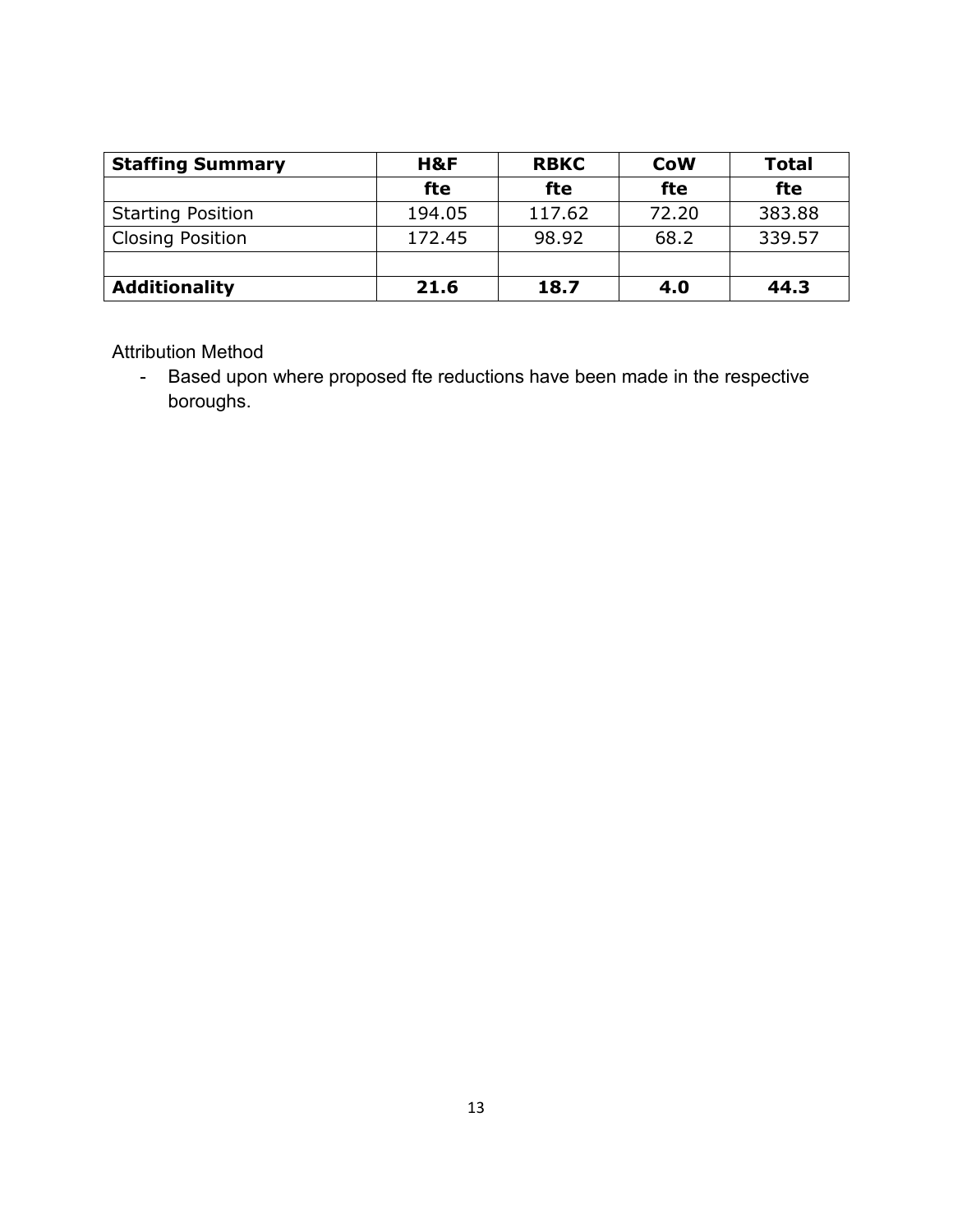| **Staffing Summary** | **H&F** | **RBKC** | **CoW** | **Total** |
|---|---|---|---|---|
| | **fte** | **fte** | **fte** | **fte** |
| Starting Position | 194.05 | 117.62 | 72.20 | 383.88 |
| Closing Position | 172.45 | 98.92 | 68.2 | 339.57 |
| | | | | |
| **Additionality** | **21.6** | **18.7** | **4.0** | **44.3** |

Attribution Method

- Based upon where proposed fte reductions have been made in the respective boroughs.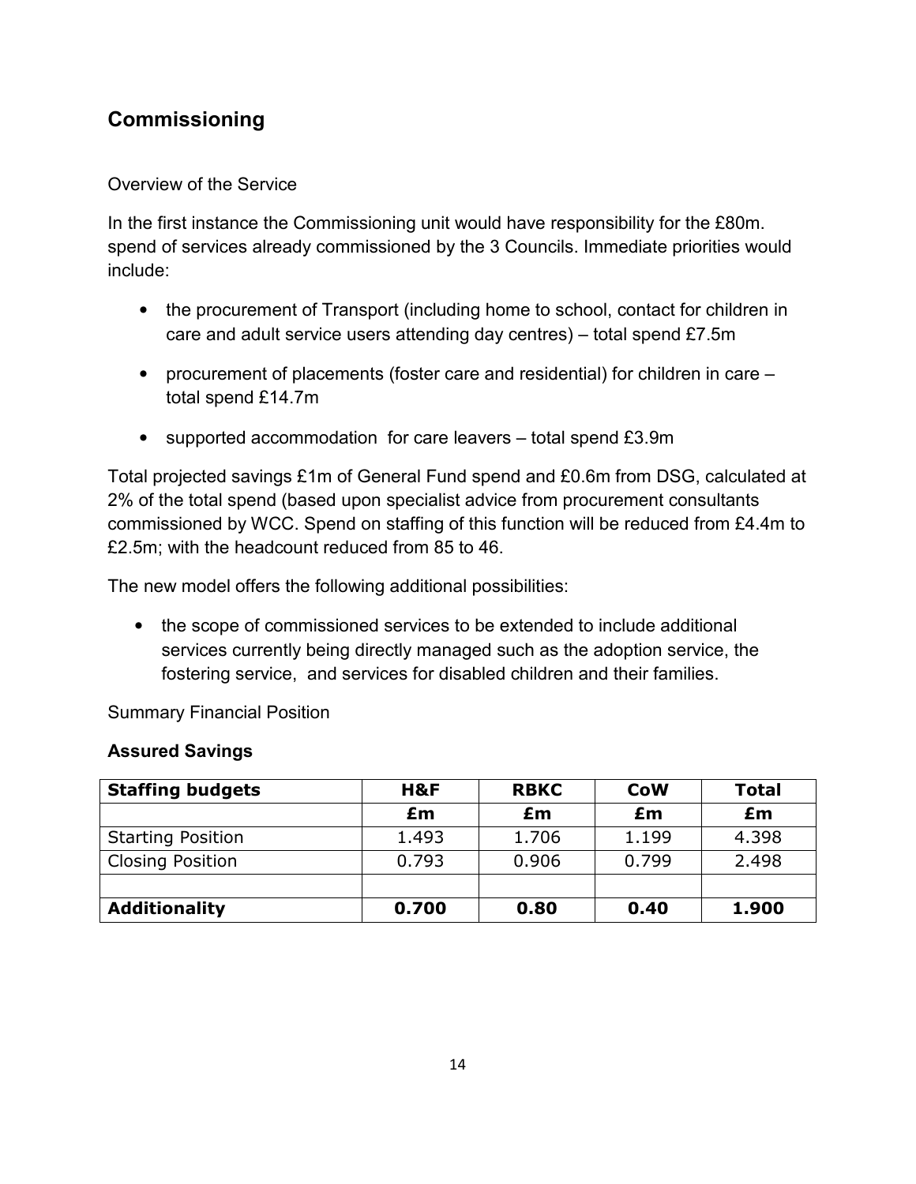## Commissioning

Overview of the Service

In the first instance the Commissioning unit would have responsibility for the £80m. spend of services already commissioned by the 3 Councils. Immediate priorities would include:

- the procurement of Transport (including home to school, contact for children in care and adult service users attending day centres) – total spend £7.5m
- procurement of placements (foster care and residential) for children in care – total spend £14.7m
- supported accommodation for care leavers – total spend £3.9m

Total projected savings £1m of General Fund spend and £0.6m from DSG, calculated at 2% of the total spend (based upon specialist advice from procurement consultants commissioned by WCC. Spend on staffing of this function will be reduced from £4.4m to £2.5m; with the headcount reduced from 85 to 46.

The new model offers the following additional possibilities:

- the scope of commissioned services to be extended to include additional services currently being directly managed such as the adoption service, the fostering service, and services for disabled children and their families.

Summary Financial Position

**Assured Savings**

| **Staffing budgets** | **H&F** | **RBKC** | **CoW** | **Total** |
|---|---|---|---|---|
| | **£m** | **£m** | **£m** | **£m** |
| Starting Position | 1.493 | 1.706 | 1.199 | 4.398 |
| Closing Position | 0.793 | 0.906 | 0.799 | 2.498 |
| | | | | |
| **Additionality** | **0.700** | **0.80** | **0.40** | **1.900** |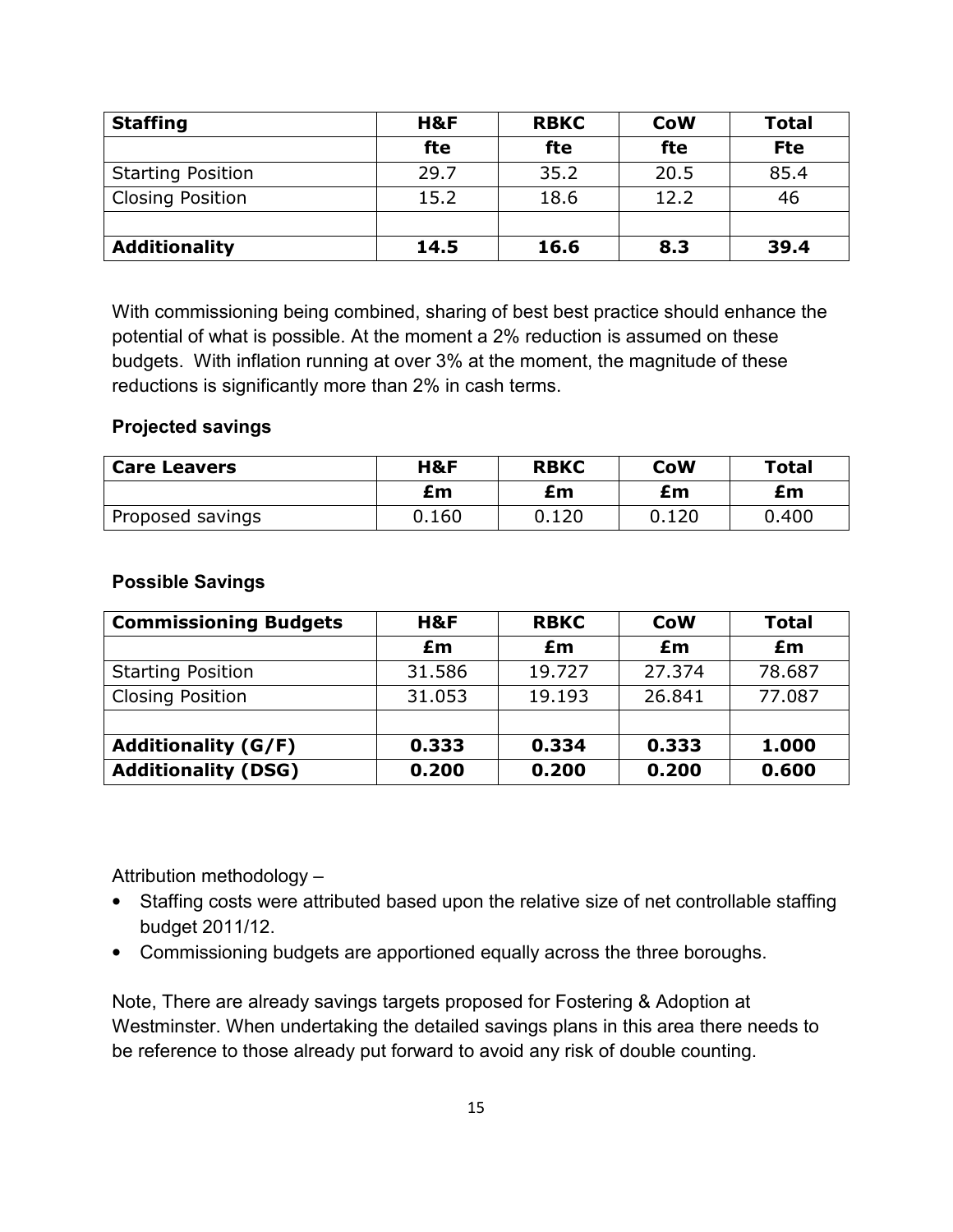| **Staffing** | **H&F** | **RBKC** | **CoW** | **Total** |
|---|---|---|---|---|
| | **fte** | **fte** | **fte** | **Fte** |
| Starting Position | 29.7 | 35.2 | 20.5 | 85.4 |
| Closing Position | 15.2 | 18.6 | 12.2 | 46 |
| | | | | |
| **Additionality** | **14.5** | **16.6** | **8.3** | **39.4** |

With commissioning being combined, sharing of best best practice should enhance the potential of what is possible. At the moment a 2% reduction is assumed on these budgets. With inflation running at over 3% at the moment, the magnitude of these reductions is significantly more than 2% in cash terms.

**Projected savings**

| **Care Leavers** | **H&F** | **RBKC** | **CoW** | **Total** |
|---|---|---|---|---|
| | **£m** | **£m** | **£m** | **£m** |
| Proposed savings | 0.160 | 0.120 | 0.120 | 0.400 |

**Possible Savings**

| **Commissioning Budgets** | **H&F** | **RBKC** | **CoW** | **Total** |
|---|---|---|---|---|
| | **£m** | **£m** | **£m** | **£m** |
| Starting Position | 31.586 | 19.727 | 27.374 | 78.687 |
| Closing Position | 31.053 | 19.193 | 26.841 | 77.087 |
| | | | | |
| **Additionality (G/F)** | **0.333** | **0.334** | **0.333** | **1.000** |
| **Additionality (DSG)** | **0.200** | **0.200** | **0.200** | **0.600** |

Attribution methodology –

- Staffing costs were attributed based upon the relative size of net controllable staffing budget 2011/12.
- Commissioning budgets are apportioned equally across the three boroughs.

Note, There are already savings targets proposed for Fostering & Adoption at Westminster. When undertaking the detailed savings plans in this area there needs to be reference to those already put forward to avoid any risk of double counting.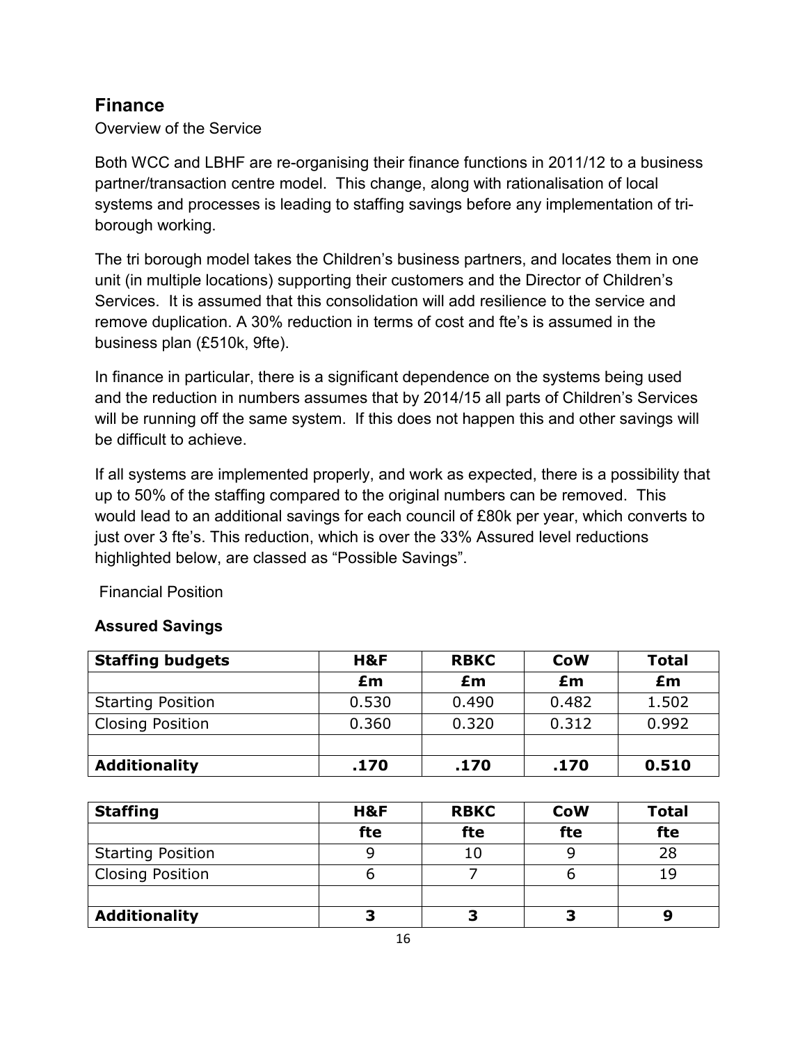## Finance

Overview of the Service

Both WCC and LBHF are re-organising their finance functions in 2011/12 to a business partner/transaction centre model. This change, along with rationalisation of local systems and processes is leading to staffing savings before any implementation of tri-borough working.

The tri borough model takes the Children's business partners, and locates them in one unit (in multiple locations) supporting their customers and the Director of Children's Services. It is assumed that this consolidation will add resilience to the service and remove duplication. A 30% reduction in terms of cost and fte's is assumed in the business plan (£510k, 9fte).

In finance in particular, there is a significant dependence on the systems being used and the reduction in numbers assumes that by 2014/15 all parts of Children's Services will be running off the same system. If this does not happen this and other savings will be difficult to achieve.

If all systems are implemented properly, and work as expected, there is a possibility that up to 50% of the staffing compared to the original numbers can be removed. This would lead to an additional savings for each council of £80k per year, which converts to just over 3 fte's. This reduction, which is over the 33% Assured level reductions highlighted below, are classed as "Possible Savings".

Financial Position

**Assured Savings**

| **Staffing budgets** | **H&F** | **RBKC** | **CoW** | **Total** |
|---|---|---|---|---|
| | **£m** | **£m** | **£m** | **£m** |
| Starting Position | 0.530 | 0.490 | 0.482 | 1.502 |
| Closing Position | 0.360 | 0.320 | 0.312 | 0.992 |
| | | | | |
| **Additionality** | **.170** | **.170** | **.170** | **0.510** |

| **Staffing** | **H&F** | **RBKC** | **CoW** | **Total** |
|---|---|---|---|---|
| | **fte** | **fte** | **fte** | **fte** |
| Starting Position | 9 | 10 | 9 | 28 |
| Closing Position | 6 | 7 | 6 | 19 |
| | | | | |
| **Additionality** | **3** | **3** | **3** | **9** |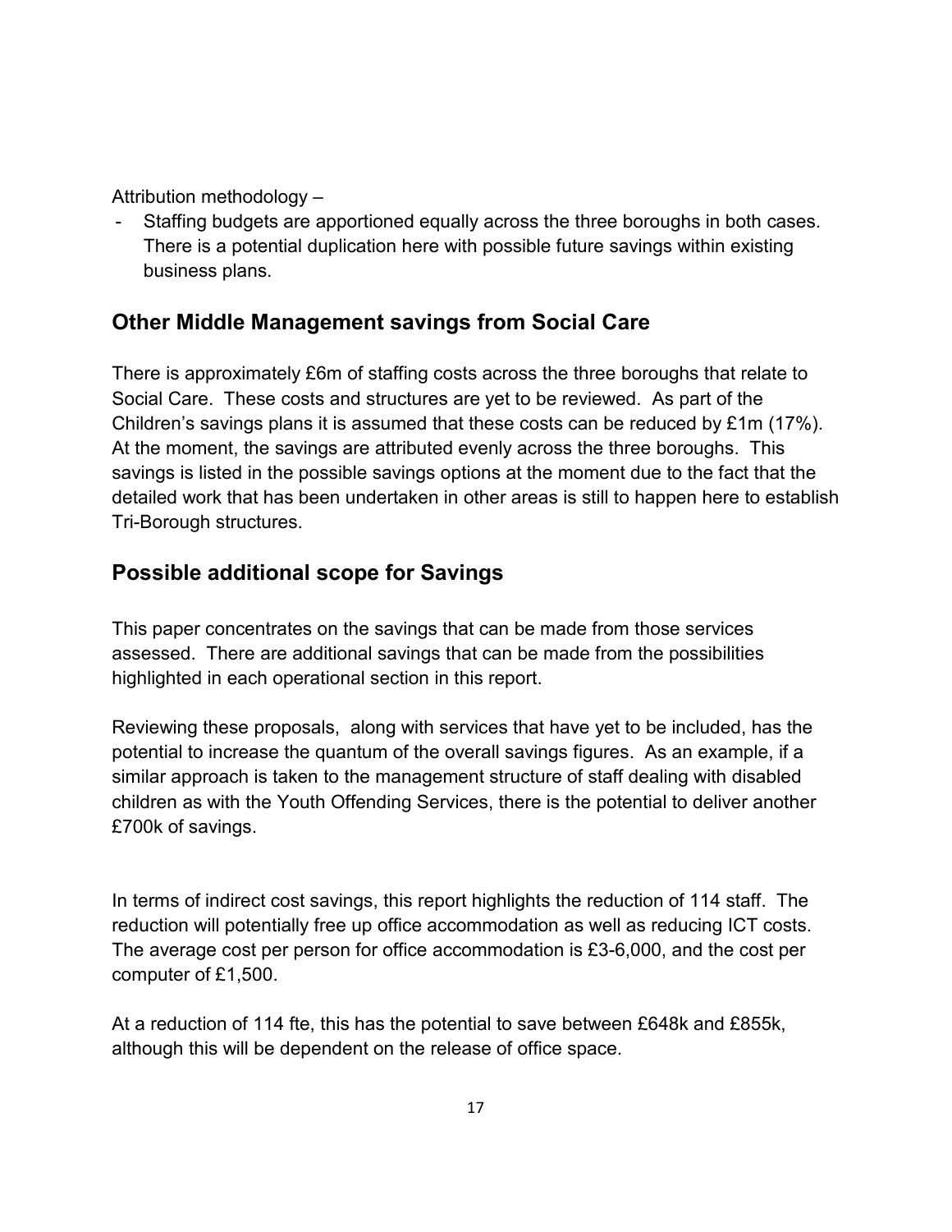Attribution methodology –

- Staffing budgets are apportioned equally across the three boroughs in both cases. There is a potential duplication here with possible future savings within existing business plans.

## Other Middle Management savings from Social Care

There is approximately £6m of staffing costs across the three boroughs that relate to Social Care. These costs and structures are yet to be reviewed. As part of the Children's savings plans it is assumed that these costs can be reduced by £1m (17%). At the moment, the savings are attributed evenly across the three boroughs. This savings is listed in the possible savings options at the moment due to the fact that the detailed work that has been undertaken in other areas is still to happen here to establish Tri-Borough structures.

## Possible additional scope for Savings

This paper concentrates on the savings that can be made from those services assessed. There are additional savings that can be made from the possibilities highlighted in each operational section in this report.

Reviewing these proposals, along with services that have yet to be included, has the potential to increase the quantum of the overall savings figures. As an example, if a similar approach is taken to the management structure of staff dealing with disabled children as with the Youth Offending Services, there is the potential to deliver another £700k of savings.

In terms of indirect cost savings, this report highlights the reduction of 114 staff. The reduction will potentially free up office accommodation as well as reducing ICT costs. The average cost per person for office accommodation is £3-6,000, and the cost per computer of £1,500.

At a reduction of 114 fte, this has the potential to save between £648k and £855k, although this will be dependent on the release of office space.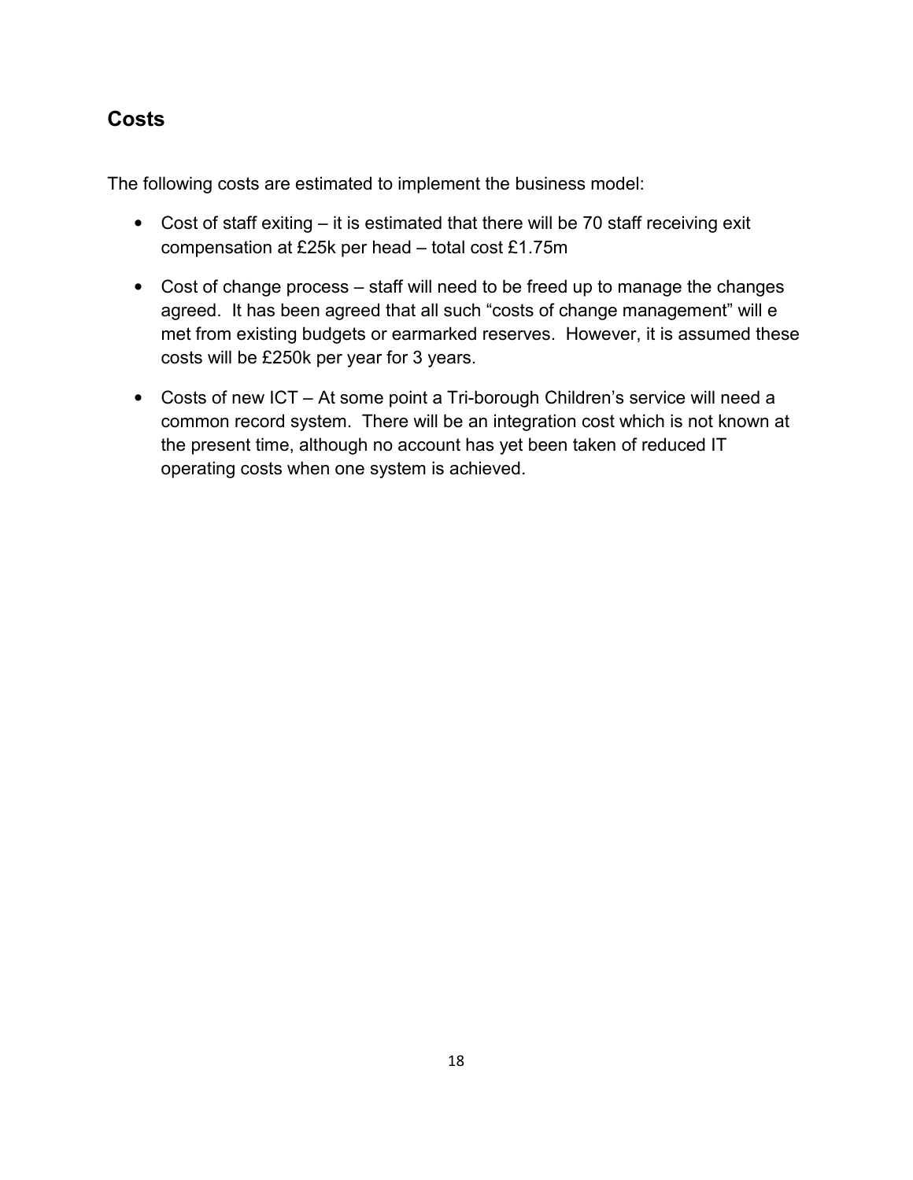## Costs

The following costs are estimated to implement the business model:

- Cost of staff exiting – it is estimated that there will be 70 staff receiving exit compensation at £25k per head – total cost £1.75m
- Cost of change process – staff will need to be freed up to manage the changes agreed. It has been agreed that all such "costs of change management" will e met from existing budgets or earmarked reserves. However, it is assumed these costs will be £250k per year for 3 years.
- Costs of new ICT – At some point a Tri-borough Children's service will need a common record system. There will be an integration cost which is not known at the present time, although no account has yet been taken of reduced IT operating costs when one system is achieved.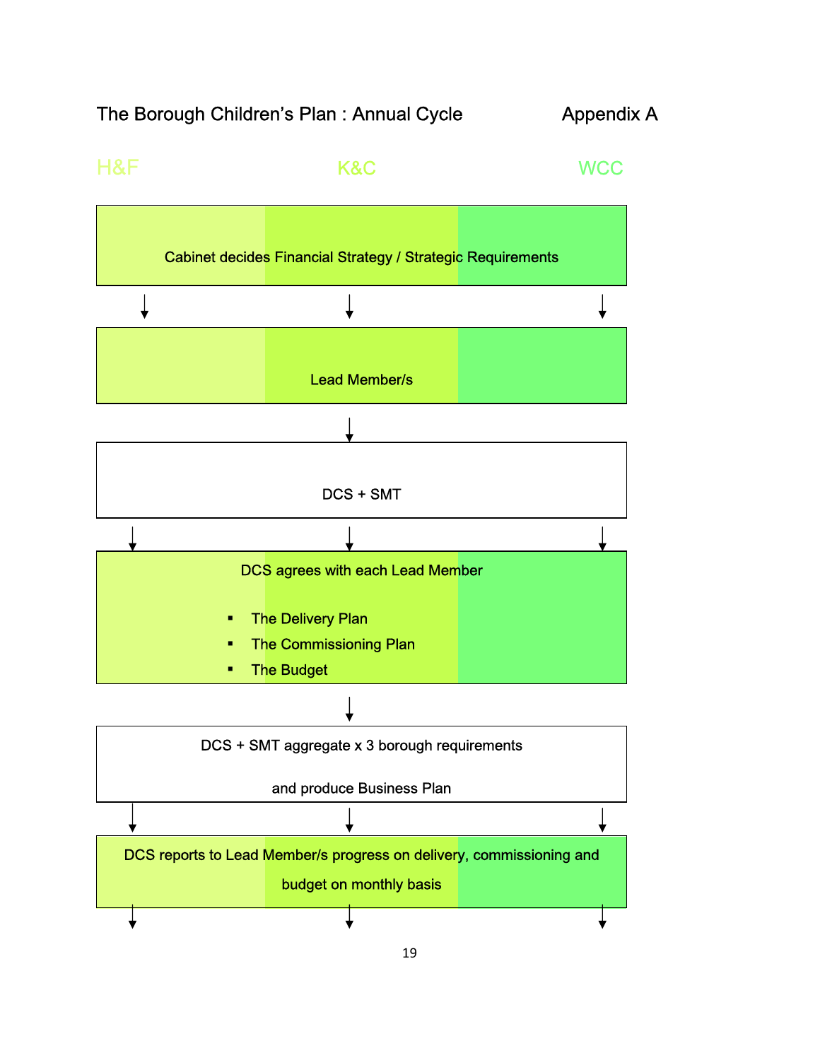# The Borough Children's Plan : Annual Cycle — Appendix A

H&F | K&C | WCC

Cabinet decides Financial Strategy / Strategic Requirements

↓

Lead Member/s

↓

DCS + SMT

↓

DCS agrees with each Lead Member

- The Delivery Plan
- The Commissioning Plan
- The Budget

↓

DCS + SMT aggregate x 3 borough requirements

and produce Business Plan

↓

DCS reports to Lead Member/s progress on delivery, commissioning and budget on monthly basis

↓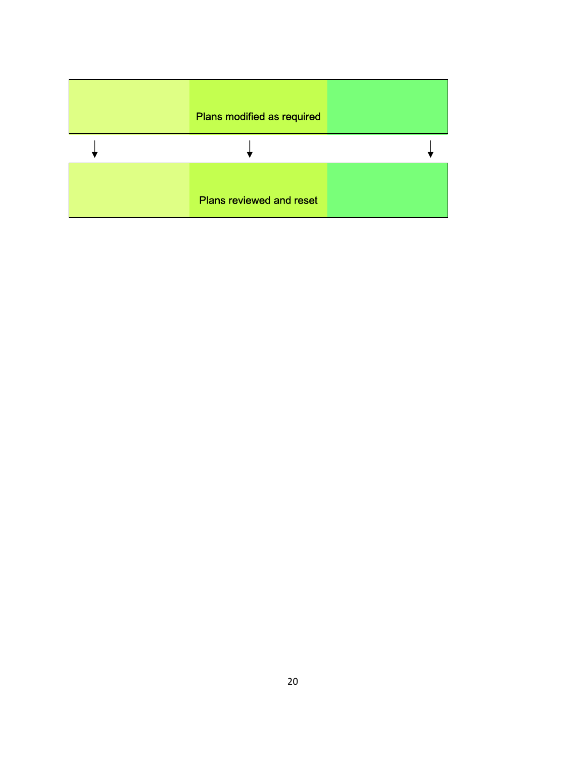Plans modified as required

Plans reviewed and reset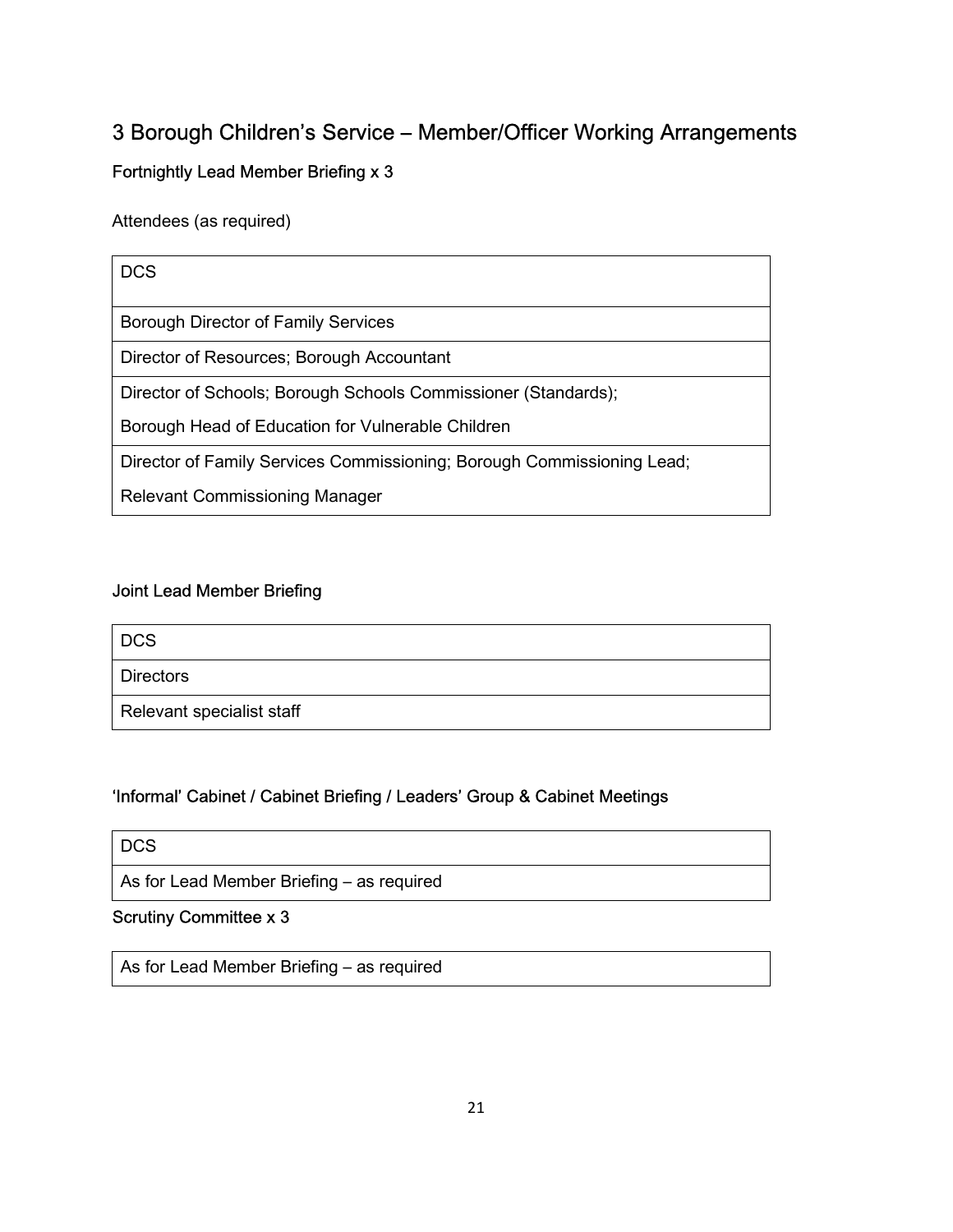## 3 Borough Children's Service – Member/Officer Working Arrangements

### Fortnightly Lead Member Briefing x 3

Attendees (as required)

| |
|---|
| DCS |
| Borough Director of Family Services |
| Director of Resources; Borough Accountant |
| Director of Schools; Borough Schools Commissioner (Standards); Borough Head of Education for Vulnerable Children |
| Director of Family Services Commissioning; Borough Commissioning Lead; Relevant Commissioning Manager |

### Joint Lead Member Briefing

| |
|---|
| DCS |
| Directors |
| Relevant specialist staff |

### 'Informal' Cabinet / Cabinet Briefing / Leaders' Group & Cabinet Meetings

| |
|---|
| DCS |
| As for Lead Member Briefing – as required |

### Scrutiny Committee x 3

| |
|---|
| As for Lead Member Briefing – as required |